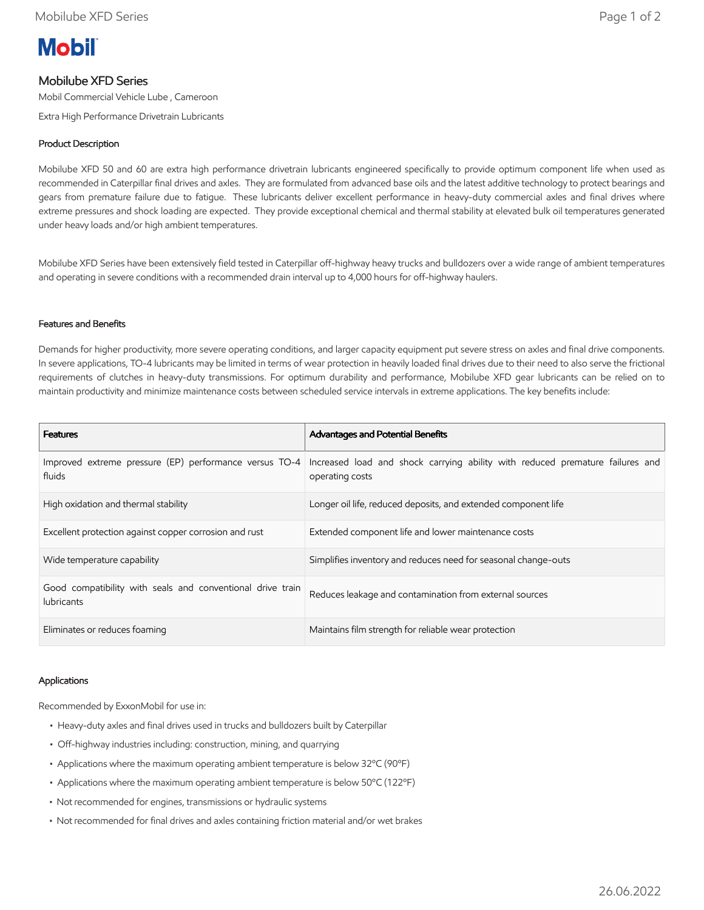# Mobil

## Mobilube XFD Series

Mobil Commercial Vehicle Lube , Cameroon

Extra High Performance Drivetrain Lubricants

### Product Description

Mobilube XFD 50 and 60 are extra high performance drivetrain lubricants engineered specifically to provide optimum component life when used as recommended in Caterpillar final drives and axles. They are formulated from advanced base oils and the latest additive technology to protect bearings and gears from premature failure due to fatigue. These lubricants deliver excellent performance in heavy-duty commercial axles and final drives where extreme pressures and shock loading are expected. They provide exceptional chemical and thermal stability at elevated bulk oil temperatures generated under heavy loads and/or high ambient temperatures.

Mobilube XFD Series have been extensively field tested in Caterpillar off-highway heavy trucks and bulldozers over a wide range of ambient temperatures and operating in severe conditions with a recommended drain interval up to 4,000 hours for off-highway haulers.

### Features and Benefits

Demands for higher productivity, more severe operating conditions, and larger capacity equipment put severe stress on axles and final drive components. In severe applications, TO-4 lubricants may be limited in terms of wear protection in heavily loaded final drives due to their need to also serve the frictional requirements of clutches in heavy-duty transmissions. For optimum durability and performance, Mobilube XFD gear lubricants can be relied on to maintain productivity and minimize maintenance costs between scheduled service intervals in extreme applications. The key benefits include:

| Features | Advantages and Potential Benefits |
|---|---|
| Improved extreme pressure (EP) performance versus TO-4 fluids | Increased load and shock carrying ability with reduced premature failures and operating costs |
| High oxidation and thermal stability | Longer oil life, reduced deposits, and extended component life |
| Excellent protection against copper corrosion and rust | Extended component life and lower maintenance costs |
| Wide temperature capability | Simplifies inventory and reduces need for seasonal change-outs |
| Good compatibility with seals and conventional drive train lubricants | Reduces leakage and contamination from external sources |
| Eliminates or reduces foaming | Maintains film strength for reliable wear protection |

### Applications

Recommended by ExxonMobil for use in:

- Heavy-duty axles and final drives used in trucks and bulldozers built by Caterpillar
- Off-highway industries including: construction, mining, and quarrying
- Applications where the maximum operating ambient temperature is below 32°C (90°F)
- Applications where the maximum operating ambient temperature is below 50°C (122°F)
- Not recommended for engines, transmissions or hydraulic systems
- Not recommended for final drives and axles containing friction material and/or wet brakes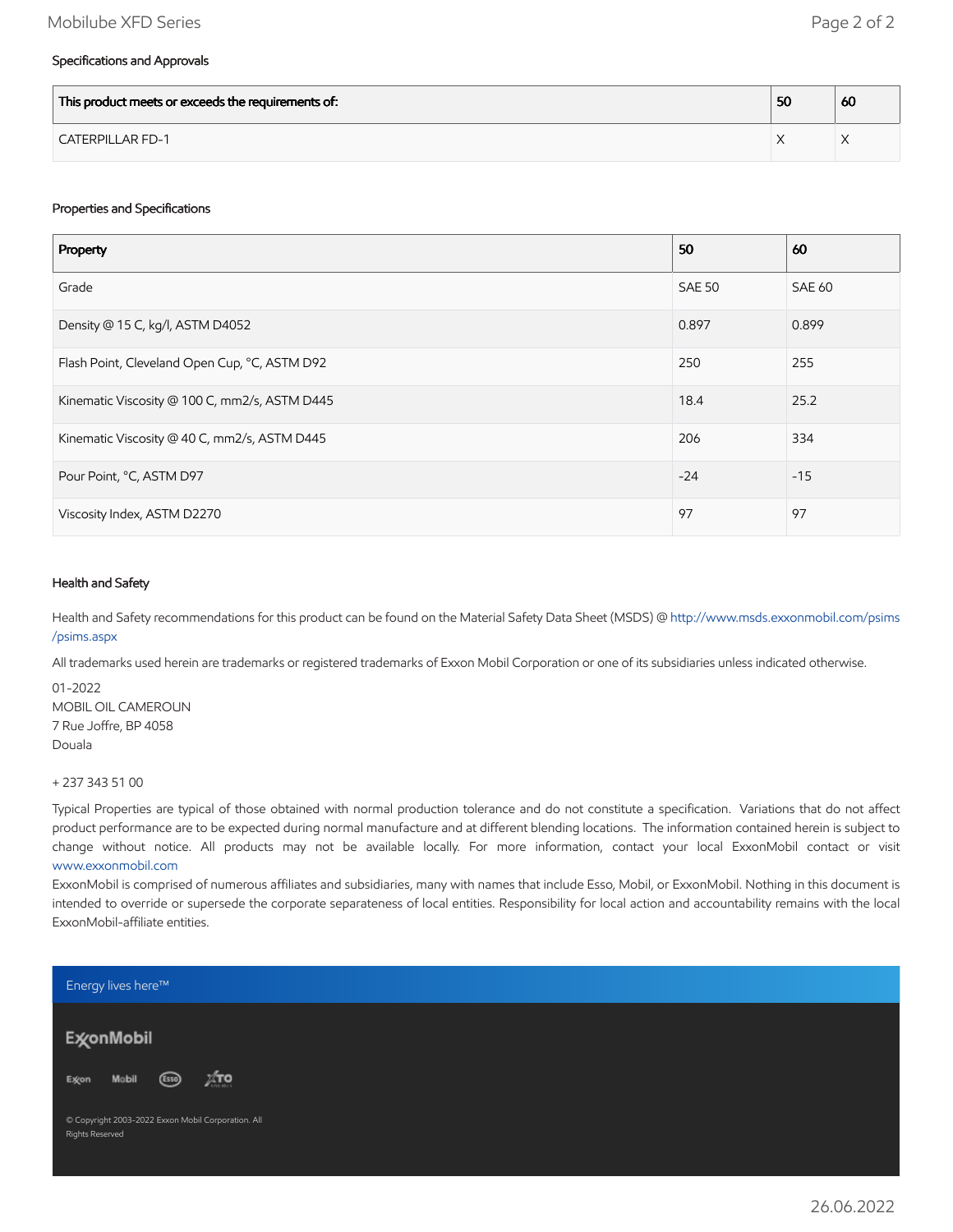## Specifications and Approvals

| This product meets or exceeds the requirements of: | 50 | 60 |
|---|---|---|
| CATERPILLAR FD-1 | X | X |

## Properties and Specifications

| Property | 50 | 60 |
|---|---|---|
| Grade | SAE 50 | SAE 60 |
| Density @ 15 C, kg/l, ASTM D4052 | 0.897 | 0.899 |
| Flash Point, Cleveland Open Cup, °C, ASTM D92 | 250 | 255 |
| Kinematic Viscosity @ 100 C, mm2/s, ASTM D445 | 18.4 | 25.2 |
| Kinematic Viscosity @ 40 C, mm2/s, ASTM D445 | 206 | 334 |
| Pour Point, °C, ASTM D97 | -24 | -15 |
| Viscosity Index, ASTM D2270 | 97 | 97 |

## Health and Safety

Health and Safety recommendations for this product can be found on the Material Safety Data Sheet (MSDS) @ http://www.msds.exxonmobil.com/psims/psims.aspx

All trademarks used herein are trademarks or registered trademarks of Exxon Mobil Corporation or one of its subsidiaries unless indicated otherwise.

01-2022
MOBIL OIL CAMEROUN
7 Rue Joffre, BP 4058
Douala

+ 237 343 51 00

Typical Properties are typical of those obtained with normal production tolerance and do not constitute a specification. Variations that do not affect product performance are to be expected during normal manufacture and at different blending locations. The information contained herein is subject to change without notice. All products may not be available locally. For more information, contact your local ExxonMobil contact or visit www.exxonmobil.com

ExxonMobil is comprised of numerous affiliates and subsidiaries, many with names that include Esso, Mobil, or ExxonMobil. Nothing in this document is intended to override or supersede the corporate separateness of local entities. Responsibility for local action and accountability remains with the local ExxonMobil-affiliate entities.

Energy lives here™

ExxonMobil

Exxon Mobil Esso XTO

© Copyright 2003-2022 Exxon Mobil Corporation. All Rights Reserved